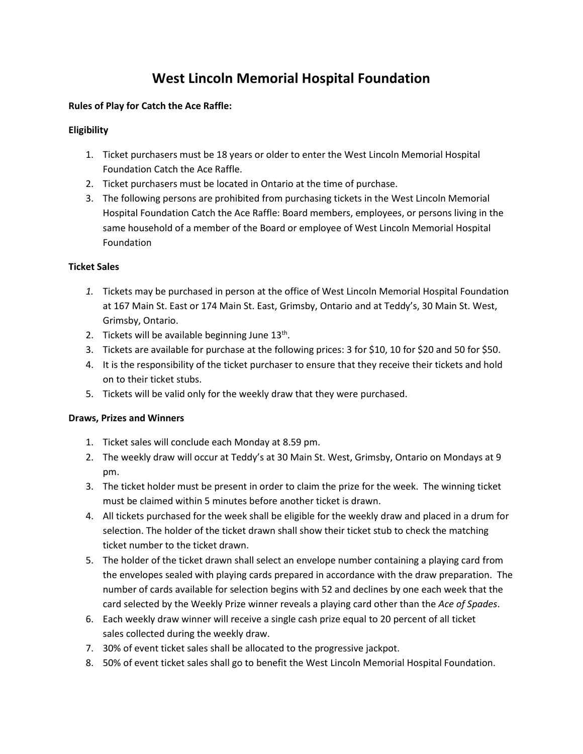# West Lincoln Memorial Hospital Foundation

**Rules of Play for Catch the Ace Raffle:**

**Eligibility**

1. Ticket purchasers must be 18 years or older to enter the West Lincoln Memorial Hospital Foundation Catch the Ace Raffle.
2. Ticket purchasers must be located in Ontario at the time of purchase.
3. The following persons are prohibited from purchasing tickets in the West Lincoln Memorial Hospital Foundation Catch the Ace Raffle: Board members, employees, or persons living in the same household of a member of the Board or employee of West Lincoln Memorial Hospital Foundation

**Ticket Sales**

1. Tickets may be purchased in person at the office of West Lincoln Memorial Hospital Foundation at 167 Main St. East or 174 Main St. East, Grimsby, Ontario and at Teddy's, 30 Main St. West, Grimsby, Ontario.
2. Tickets will be available beginning June 13th.
3. Tickets are available for purchase at the following prices: 3 for $10, 10 for $20 and 50 for $50.
4. It is the responsibility of the ticket purchaser to ensure that they receive their tickets and hold on to their ticket stubs.
5. Tickets will be valid only for the weekly draw that they were purchased.

**Draws, Prizes and Winners**

1. Ticket sales will conclude each Monday at 8.59 pm.
2. The weekly draw will occur at Teddy's at 30 Main St. West, Grimsby, Ontario on Mondays at 9 pm.
3. The ticket holder must be present in order to claim the prize for the week. The winning ticket must be claimed within 5 minutes before another ticket is drawn.
4. All tickets purchased for the week shall be eligible for the weekly draw and placed in a drum for selection. The holder of the ticket drawn shall show their ticket stub to check the matching ticket number to the ticket drawn.
5. The holder of the ticket drawn shall select an envelope number containing a playing card from the envelopes sealed with playing cards prepared in accordance with the draw preparation. The number of cards available for selection begins with 52 and declines by one each week that the card selected by the Weekly Prize winner reveals a playing card other than the *Ace of Spades*.
6. Each weekly draw winner will receive a single cash prize equal to 20 percent of all ticket sales collected during the weekly draw.
7. 30% of event ticket sales shall be allocated to the progressive jackpot.
8. 50% of event ticket sales shall go to benefit the West Lincoln Memorial Hospital Foundation.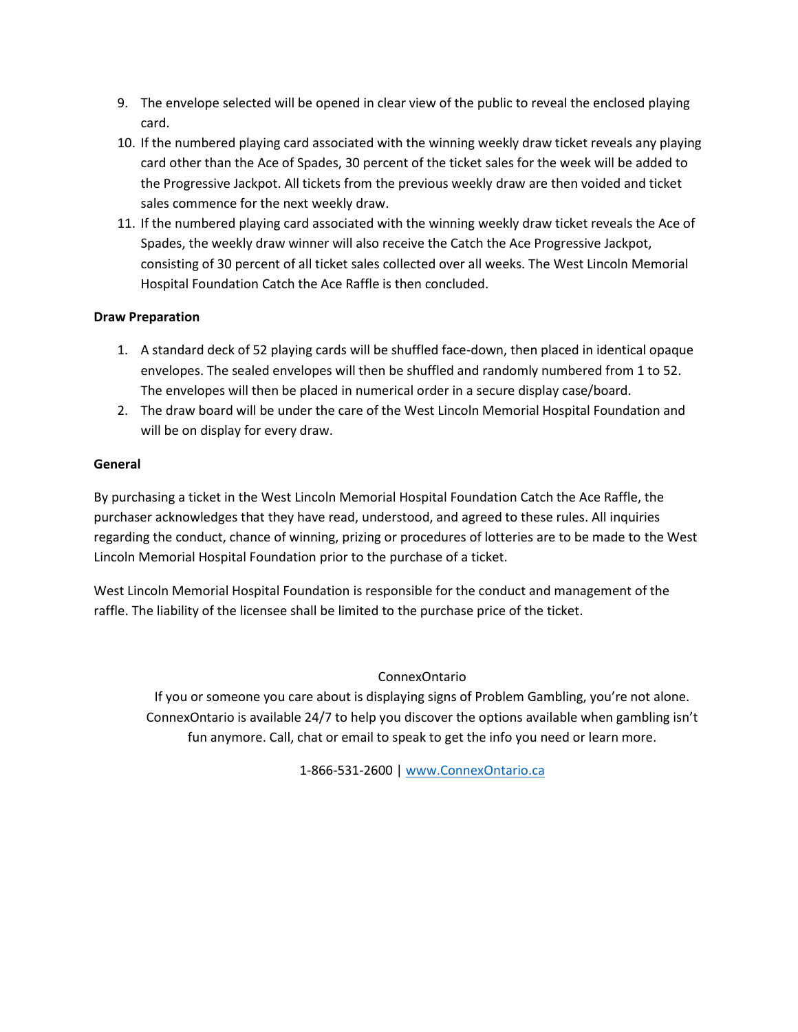9. The envelope selected will be opened in clear view of the public to reveal the enclosed playing card.
10. If the numbered playing card associated with the winning weekly draw ticket reveals any playing card other than the Ace of Spades, 30 percent of the ticket sales for the week will be added to the Progressive Jackpot. All tickets from the previous weekly draw are then voided and ticket sales commence for the next weekly draw.
11. If the numbered playing card associated with the winning weekly draw ticket reveals the Ace of Spades, the weekly draw winner will also receive the Catch the Ace Progressive Jackpot, consisting of 30 percent of all ticket sales collected over all weeks. The West Lincoln Memorial Hospital Foundation Catch the Ace Raffle is then concluded.

**Draw Preparation**

1. A standard deck of 52 playing cards will be shuffled face-down, then placed in identical opaque envelopes. The sealed envelopes will then be shuffled and randomly numbered from 1 to 52. The envelopes will then be placed in numerical order in a secure display case/board.
2. The draw board will be under the care of the West Lincoln Memorial Hospital Foundation and will be on display for every draw.

**General**

By purchasing a ticket in the West Lincoln Memorial Hospital Foundation Catch the Ace Raffle, the purchaser acknowledges that they have read, understood, and agreed to these rules. All inquiries regarding the conduct, chance of winning, prizing or procedures of lotteries are to be made to the West Lincoln Memorial Hospital Foundation prior to the purchase of a ticket.

West Lincoln Memorial Hospital Foundation is responsible for the conduct and management of the raffle. The liability of the licensee shall be limited to the purchase price of the ticket.

ConnexOntario

If you or someone you care about is displaying signs of Problem Gambling, you're not alone. ConnexOntario is available 24/7 to help you discover the options available when gambling isn't fun anymore. Call, chat or email to speak to get the info you need or learn more.

1-866-531-2600 | [www.ConnexOntario.ca](http://www.ConnexOntario.ca)